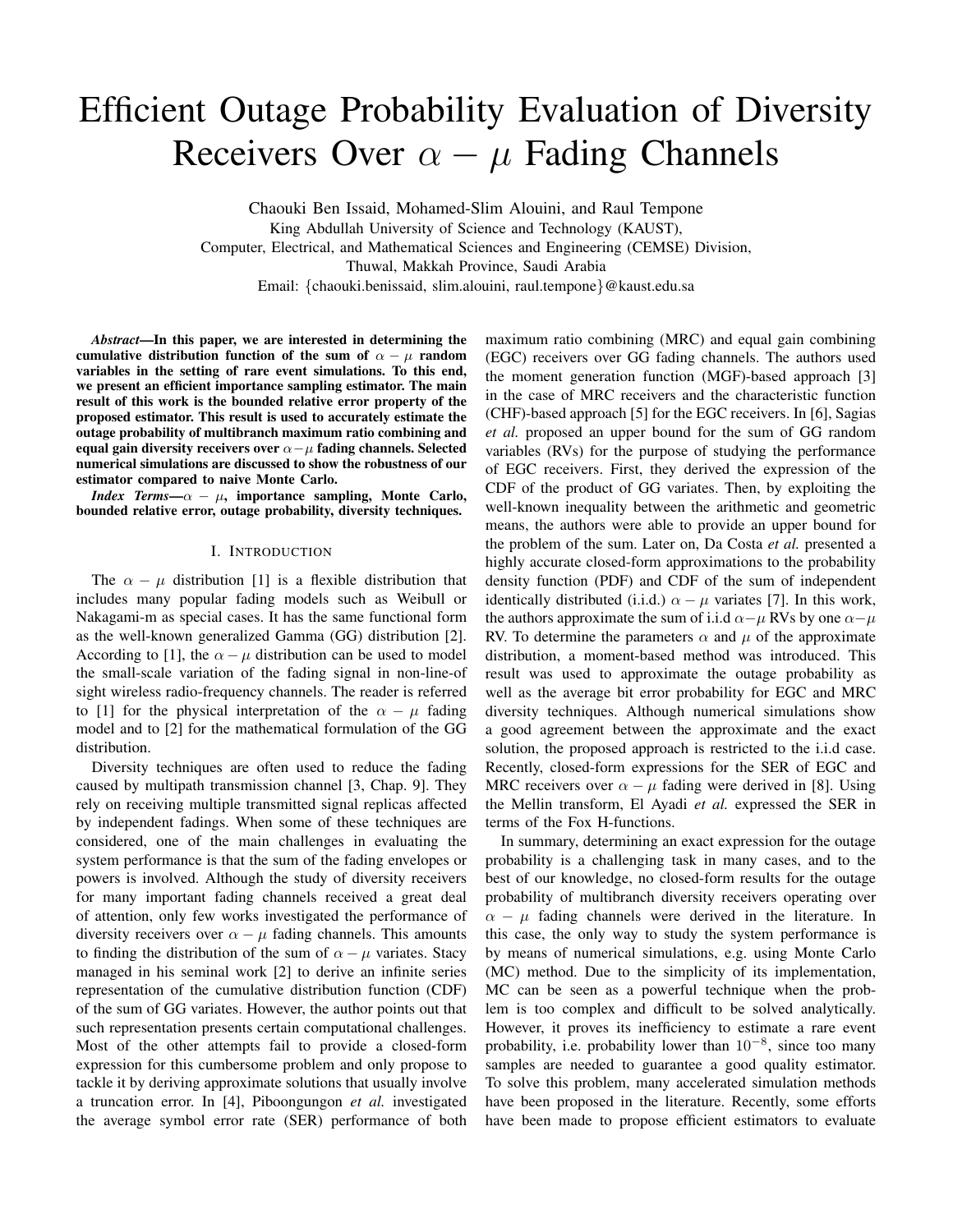# Efficient Outage Probability Evaluation of Diversity Receivers Over $\alpha - \mu$ Fading Channels

Chaouki Ben Issaid, Mohamed-Slim Alouini, and Raul Tempone
King Abdullah University of Science and Technology (KAUST),
Computer, Electrical, and Mathematical Sciences and Engineering (CEMSE) Division,
Thuwal, Makkah Province, Saudi Arabia
Email: {chaouki.benissaid, slim.alouini, raul.tempone}@kaust.edu.sa

***Abstract*—In this paper, we are interested in determining the cumulative distribution function of the sum of $\alpha - \mu$ random variables in the setting of rare event simulations. To this end, we present an efficient importance sampling estimator. The main result of this work is the bounded relative error property of the proposed estimator. This result is used to accurately estimate the outage probability of multibranch maximum ratio combining and equal gain diversity receivers over $\alpha - \mu$ fading channels. Selected numerical simulations are discussed to show the robustness of our estimator compared to naive Monte Carlo.**

***Index Terms*—$\alpha - \mu$, importance sampling, Monte Carlo, bounded relative error, outage probability, diversity techniques.**

## I. Introduction

The $\alpha - \mu$ distribution [1] is a flexible distribution that includes many popular fading models such as Weibull or Nakagami-m as special cases. It has the same functional form as the well-known generalized Gamma (GG) distribution [2]. According to [1], the $\alpha - \mu$ distribution can be used to model the small-scale variation of the fading signal in non-line-of sight wireless radio-frequency channels. The reader is referred to [1] for the physical interpretation of the $\alpha - \mu$ fading model and to [2] for the mathematical formulation of the GG distribution.

Diversity techniques are often used to reduce the fading caused by multipath transmission channel [3, Chap. 9]. They rely on receiving multiple transmitted signal replicas affected by independent fadings. When some of these techniques are considered, one of the main challenges in evaluating the system performance is that the sum of the fading envelopes or powers is involved. Although the study of diversity receivers for many important fading channels received a great deal of attention, only few works investigated the performance of diversity receivers over $\alpha - \mu$ fading channels. This amounts to finding the distribution of the sum of $\alpha - \mu$ variates. Stacy managed in his seminal work [2] to derive an infinite series representation of the cumulative distribution function (CDF) of the sum of GG variates. However, the author points out that such representation presents certain computational challenges. Most of the other attempts fail to provide a closed-form expression for this cumbersome problem and only propose to tackle it by deriving approximate solutions that usually involve a truncation error. In [4], Piboongungon *et al.* investigated the average symbol error rate (SER) performance of both maximum ratio combining (MRC) and equal gain combining (EGC) receivers over GG fading channels. The authors used the moment generation function (MGF)-based approach [3] in the case of MRC receivers and the characteristic function (CHF)-based approach [5] for the EGC receivers. In [6], Sagias *et al.* proposed an upper bound for the sum of GG random variables (RVs) for the purpose of studying the performance of EGC receivers. First, they derived the expression of the CDF of the product of GG variates. Then, by exploiting the well-known inequality between the arithmetic and geometric means, the authors were able to provide an upper bound for the problem of the sum. Later on, Da Costa *et al.* presented a highly accurate closed-form approximations to the probability density function (PDF) and CDF of the sum of independent identically distributed (i.i.d.) $\alpha - \mu$ variates [7]. In this work, the authors approximate the sum of i.i.d $\alpha - \mu$ RVs by one $\alpha - \mu$ RV. To determine the parameters $\alpha$ and $\mu$ of the approximate distribution, a moment-based method was introduced. This result was used to approximate the outage probability as well as the average bit error probability for EGC and MRC diversity techniques. Although numerical simulations show a good agreement between the approximate and the exact solution, the proposed approach is restricted to the i.i.d case. Recently, closed-form expressions for the SER of EGC and MRC receivers over $\alpha - \mu$ fading were derived in [8]. Using the Mellin transform, El Ayadi *et al.* expressed the SER in terms of the Fox H-functions.

In summary, determining an exact expression for the outage probability is a challenging task in many cases, and to the best of our knowledge, no closed-form results for the outage probability of multibranch diversity receivers operating over $\alpha - \mu$ fading channels were derived in the literature. In this case, the only way to study the system performance is by means of numerical simulations, e.g. using Monte Carlo (MC) method. Due to the simplicity of its implementation, MC can be seen as a powerful technique when the problem is too complex and difficult to be solved analytically. However, it proves its inefficiency to estimate a rare event probability, i.e. probability lower than $10^{-8}$, since too many samples are needed to guarantee a good quality estimator. To solve this problem, many accelerated simulation methods have been proposed in the literature. Recently, some efforts have been made to propose efficient estimators to evaluate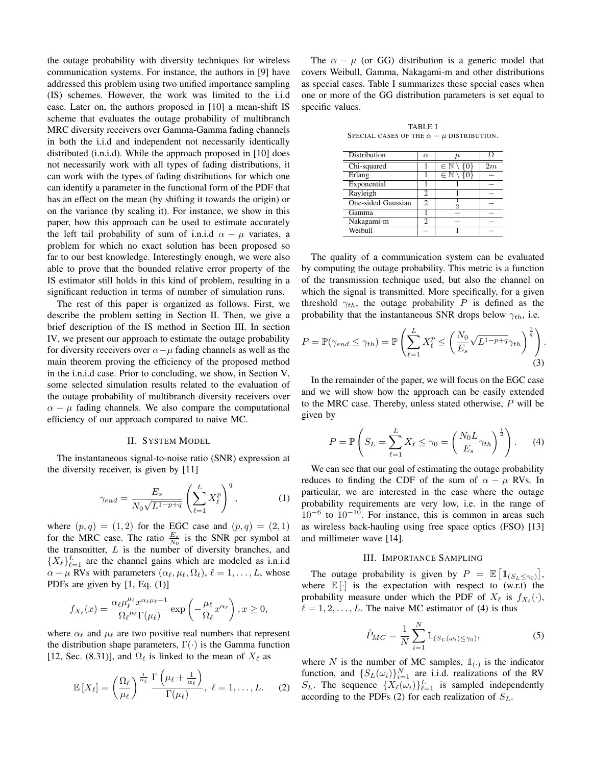the outage probability with diversity techniques for wireless communication systems. For instance, the authors in [9] have addressed this problem using two unified importance sampling (IS) schemes. However, the work was limited to the i.i.d case. Later on, the authors proposed in [10] a mean-shift IS scheme that evaluates the outage probability of multibranch MRC diversity receivers over Gamma-Gamma fading channels in both the i.i.d and independent not necessarily identically distributed (i.n.i.d). While the approach proposed in [10] does not necessarily work with all types of fading distributions, it can work with the types of fading distributions for which one can identify a parameter in the functional form of the PDF that has an effect on the mean (by shifting it towards the origin) or on the variance (by scaling it). For instance, we show in this paper, how this approach can be used to estimate accurately the left tail probability of sum of i.n.i.d $\alpha-\mu$ variates, a problem for which no exact solution has been proposed so far to our best knowledge. Interestingly enough, we were also able to prove that the bounded relative error property of the IS estimator still holds in this kind of problem, resulting in a significant reduction in terms of number of simulation runs.

The rest of this paper is organized as follows. First, we describe the problem setting in Section II. Then, we give a brief description of the IS method in Section III. In section IV, we present our approach to estimate the outage probability for diversity receivers over $\alpha-\mu$ fading channels as well as the main theorem proving the efficiency of the proposed method in the i.n.i.d case. Prior to concluding, we show, in Section V, some selected simulation results related to the evaluation of the outage probability of multibranch diversity receivers over $\alpha-\mu$ fading channels. We also compare the computational efficiency of our approach compared to naive MC.

## II. System Model

The instantaneous signal-to-noise ratio (SNR) expression at the diversity receiver, is given by [11]

$$\gamma_{end} = \frac{E_s}{N_0\sqrt{L^{1-p+q}}}\left(\sum_{\ell=1}^{L} X_\ell^p\right)^q, \tag{1}$$

where $(p,q)=(1,2)$ for the EGC case and $(p,q)=(2,1)$ for the MRC case. The ratio $\frac{E_s}{N_0}$ is the SNR per symbol at the transmitter, $L$ is the number of diversity branches, and $\{X_\ell\}_{\ell=1}^{L}$ are the channel gains which are modeled as i.n.i.d $\alpha-\mu$ RVs with parameters $(\alpha_\ell,\mu_\ell,\Omega_\ell)$, $\ell=1,\ldots,L$, whose PDFs are given by [1, Eq. (1)]

$$f_{X_\ell}(x) = \frac{\alpha_\ell \mu_\ell^{\mu_\ell} x^{\alpha_\ell\mu_\ell-1}}{\Omega_\ell^{\mu_\ell}\Gamma(\mu_\ell)}\exp\left(-\frac{\mu_\ell}{\Omega_\ell}x^{\alpha_\ell}\right), x\geq 0,$$

where $\alpha_\ell$ and $\mu_\ell$ are two positive real numbers that represent the distribution shape parameters, $\Gamma(\cdot)$ is the Gamma function [12, Sec. (8.31)], and $\Omega_\ell$ is linked to the mean of $X_\ell$ as

$$\mathbb{E}\left[X_\ell\right] = \left(\frac{\Omega_\ell}{\mu_\ell}\right)^{\frac{1}{\alpha_\ell}}\frac{\Gamma\left(\mu_\ell+\frac{1}{\alpha_\ell}\right)}{\Gamma(\mu_\ell)},\ \ell=1,\ldots,L. \tag{2}$$

The $\alpha-\mu$ (or GG) distribution is a generic model that covers Weibull, Gamma, Nakagami-m and other distributions as special cases. Table I summarizes these special cases when one or more of the GG distribution parameters is set equal to specific values.

TABLE I
Special cases of the $\alpha-\mu$ distribution.

| Distribution | $\alpha$ | $\mu$ | $\Omega$ |
|---|---|---|---|
| Chi-squared | 1 | $\in\mathbb{N}\setminus\{0\}$ | $2m$ |
| Erlang | 1 | $\in\mathbb{N}\setminus\{0\}$ | $-$ |
| Exponential | 1 | 1 | $-$ |
| Rayleigh | 2 | 1 | $-$ |
| One-sided Gaussian | 2 | $\frac{1}{2}$ | $-$ |
| Gamma | 1 | $-$ | $-$ |
| Nakagami-m | 2 | $-$ | $-$ |
| Weibull | $-$ | 1 | $-$ |

The quality of a communication system can be evaluated by computing the outage probability. This metric is a function of the transmission technique used, but also the channel on which the signal is transmitted. More specifically, for a given threshold $\gamma_{th}$, the outage probability $P$ is defined as the probability that the instantaneous SNR drops below $\gamma_{th}$, i.e.

$$P=\mathbb{P}(\gamma_{end}\leq\gamma_{th})=\mathbb{P}\left(\sum_{\ell=1}^{L}X_\ell^p\leq\left(\frac{N_0}{E_s}\sqrt{L^{1-p+q}}\gamma_{th}\right)^{\frac{1}{q}}\right). \tag{3}$$

In the remainder of the paper, we will focus on the EGC case and we will show how the approach can be easily extended to the MRC case. Thereby, unless stated otherwise, $P$ will be given by

$$P=\mathbb{P}\left(S_L=\sum_{\ell=1}^{L}X_\ell\leq\gamma_0=\left(\frac{N_0L}{E_s}\gamma_{th}\right)^{\frac{1}{2}}\right). \tag{4}$$

We can see that our goal of estimating the outage probability reduces to finding the CDF of the sum of $\alpha-\mu$ RVs. In particular, we are interested in the case where the outage probability requirements are very low, i.e. in the range of $10^{-6}$ to $10^{-10}$. For instance, this is common in areas such as wireless back-hauling using free space optics (FSO) [13] and millimeter wave [14].

## III. Importance Sampling

The outage probability is given by $P=\mathbb{E}\left[\mathbb{1}_{(S_L\leq\gamma_0)}\right]$, where $\mathbb{E}\left[\cdot\right]$ is the expectation with respect to (w.r.t) the probability measure under which the PDF of $X_\ell$ is $f_{X_\ell}(\cdot)$, $\ell=1,2,\ldots,L$. The naive MC estimator of (4) is thus

$$\hat{P}_{MC}=\frac{1}{N}\sum_{i=1}^{N}\mathbb{1}_{(S_L(\omega_i)\leq\gamma_0)}, \tag{5}$$

where $N$ is the number of MC samples, $\mathbb{1}_{(\cdot)}$ is the indicator function, and $\{S_L(\omega_i)\}_{i=1}^{N}$ are i.i.d. realizations of the RV $S_L$. The sequence $\{X_\ell(\omega_i)\}_{\ell=1}^{L}$ is sampled independently according to the PDFs (2) for each realization of $S_L$.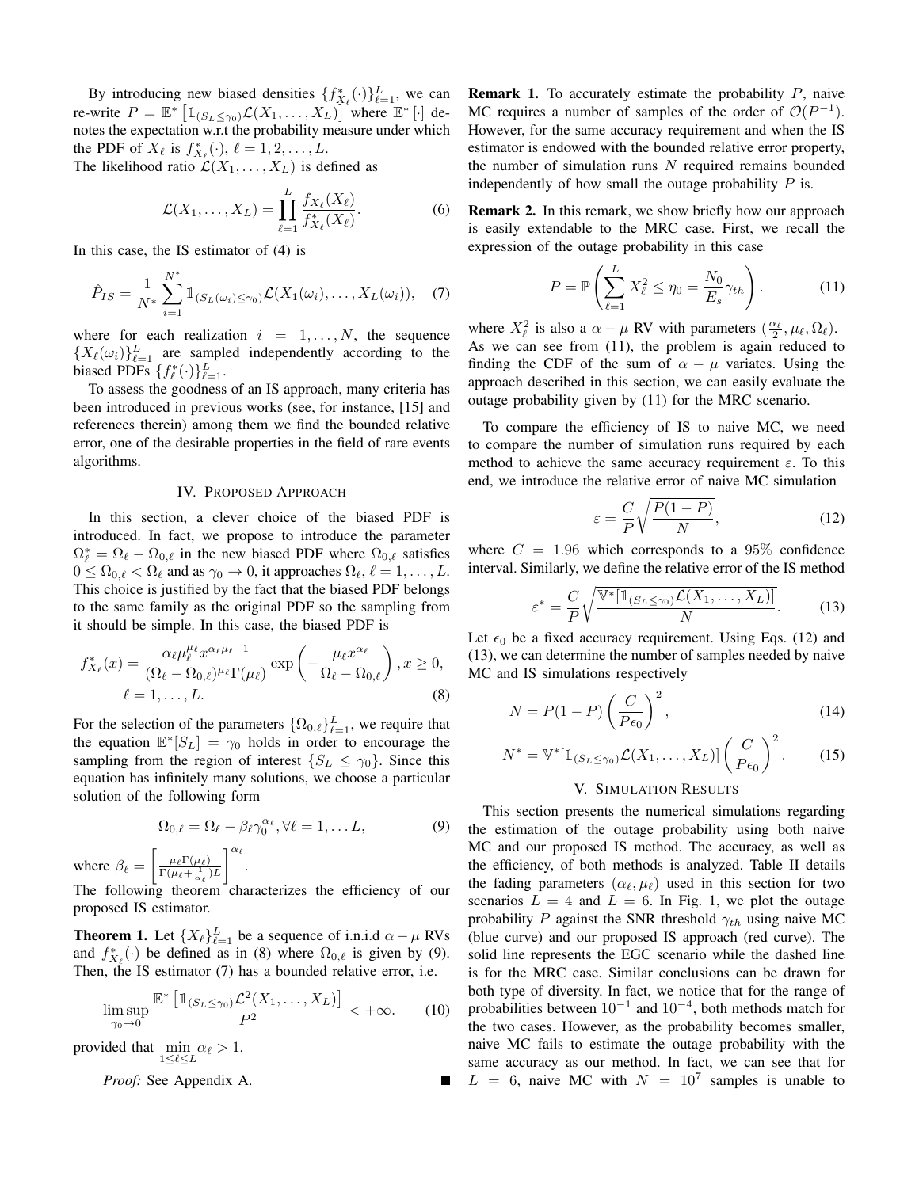By introducing new biased densities $\{f^*_{X_\ell}(\cdot)\}_{\ell=1}^L$, we can re-write $P = \mathbb{E}^*\left[\mathbb{1}_{(S_L\leq\gamma_0)}\mathcal{L}(X_1,\ldots,X_L)\right]$ where $\mathbb{E}^*[\cdot]$ denotes the expectation w.r.t the probability measure under which the PDF of $X_\ell$ is $f^*_{X_\ell}(\cdot)$, $\ell = 1, 2, \ldots, L$.

The likelihood ratio $\mathcal{L}(X_1,\ldots,X_L)$ is defined as

$$\mathcal{L}(X_1,\ldots,X_L) = \prod_{\ell=1}^{L}\frac{f_{X_\ell}(X_\ell)}{f^*_{X_\ell}(X_\ell)}. \tag{6}$$

In this case, the IS estimator of (4) is

$$\hat{P}_{IS} = \frac{1}{N^*}\sum_{i=1}^{N^*}\mathbb{1}_{(S_L(\omega_i)\leq\gamma_0)}\mathcal{L}(X_1(\omega_i),\ldots,X_L(\omega_i)), \tag{7}$$

where for each realization $i = 1,\ldots,N$, the sequence $\{X_\ell(\omega_i)\}_{\ell=1}^L$ are sampled independently according to the biased PDFs $\{f^*_\ell(\cdot)\}_{\ell=1}^L$.

To assess the goodness of an IS approach, many criteria has been introduced in previous works (see, for instance, [15] and references therein) among them we find the bounded relative error, one of the desirable properties in the field of rare events algorithms.

## IV. Proposed Approach

In this section, a clever choice of the biased PDF is introduced. In fact, we propose to introduce the parameter $\Omega^*_\ell = \Omega_\ell - \Omega_{0,\ell}$ in the new biased PDF where $\Omega_{0,\ell}$ satisfies $0 \leq \Omega_{0,\ell} < \Omega_\ell$ and as $\gamma_0 \to 0$, it approaches $\Omega_\ell$, $\ell = 1,\ldots,L$. This choice is justified by the fact that the biased PDF belongs to the same family as the original PDF so the sampling from it should be simple. In this case, the biased PDF is

$$f^*_{X_\ell}(x) = \frac{\alpha_\ell\mu_\ell^{\mu_\ell}x^{\alpha_\ell\mu_\ell-1}}{(\Omega_\ell-\Omega_{0,\ell})^{\mu_\ell}\Gamma(\mu_\ell)}\exp\left(-\frac{\mu_\ell x^{\alpha_\ell}}{\Omega_\ell-\Omega_{0,\ell}}\right), x \geq 0,$$
$$\ell = 1,\ldots,L. \tag{8}$$

For the selection of the parameters $\{\Omega_{0,\ell}\}_{\ell=1}^L$, we require that the equation $\mathbb{E}^*[S_L] = \gamma_0$ holds in order to encourage the sampling from the region of interest $\{S_L \leq \gamma_0\}$. Since this equation has infinitely many solutions, we choose a particular solution of the following form

$$\Omega_{0,\ell} = \Omega_\ell - \beta_\ell\gamma_0^{\alpha_\ell}, \forall\ell = 1,\ldots L, \tag{9}$$

where $\beta_\ell = \left[\frac{\mu_\ell\Gamma(\mu_\ell)}{\Gamma(\mu_\ell+\frac{1}{\alpha_\ell})L}\right]^{\alpha_\ell}$.

The following theorem characterizes the efficiency of our proposed IS estimator.

**Theorem 1.** Let $\{X_\ell\}_{\ell=1}^L$ be a sequence of i.n.i.d $\alpha-\mu$ RVs and $f^*_{X_\ell}(\cdot)$ be defined as in (8) where $\Omega_{0,\ell}$ is given by (9). Then, the IS estimator (7) has a bounded relative error, i.e.

$$\limsup_{\gamma_0\to 0}\frac{\mathbb{E}^*\left[\mathbb{1}_{(S_L\leq\gamma_0)}\mathcal{L}^2(X_1,\ldots,X_L)\right]}{P^2} < +\infty. \tag{10}$$

provided that $\min_{1\leq\ell\leq L}\alpha_\ell > 1$.

*Proof:* See Appendix A. ∎

**Remark 1.** To accurately estimate the probability $P$, naive MC requires a number of samples of the order of $\mathcal{O}(P^{-1})$. However, for the same accuracy requirement and when the IS estimator is endowed with the bounded relative error property, the number of simulation runs $N$ required remains bounded independently of how small the outage probability $P$ is.

**Remark 2.** In this remark, we show briefly how our approach is easily extendable to the MRC case. First, we recall the expression of the outage probability in this case

$$P = \mathbb{P}\left(\sum_{\ell=1}^L X_\ell^2 \leq \eta_0 = \frac{N_0}{E_s}\gamma_{th}\right). \tag{11}$$

where $X_\ell^2$ is also a $\alpha-\mu$ RV with parameters $(\frac{\alpha_\ell}{2},\mu_\ell,\Omega_\ell)$. As we can see from (11), the problem is again reduced to finding the CDF of the sum of $\alpha-\mu$ variates. Using the approach described in this section, we can easily evaluate the outage probability given by (11) for the MRC scenario.

To compare the efficiency of IS to naive MC, we need to compare the number of simulation runs required by each method to achieve the same accuracy requirement $\varepsilon$. To this end, we introduce the relative error of naive MC simulation

$$\varepsilon = \frac{C}{P}\sqrt{\frac{P(1-P)}{N}}, \tag{12}$$

where $C = 1.96$ which corresponds to a $95\%$ confidence interval. Similarly, we define the relative error of the IS method

$$\varepsilon^* = \frac{C}{P}\sqrt{\frac{\mathbb{V}^*[\mathbb{1}_{(S_L\leq\gamma_0)}\mathcal{L}(X_1,\ldots,X_L)]}{N}}. \tag{13}$$

Let $\epsilon_0$ be a fixed accuracy requirement. Using Eqs. (12) and (13), we can determine the number of samples needed by naive MC and IS simulations respectively

$$N = P(1-P)\left(\frac{C}{P\epsilon_0}\right)^2, \tag{14}$$

$$N^* = \mathbb{V}^*[\mathbb{1}_{(S_L\leq\gamma_0)}\mathcal{L}(X_1,\ldots,X_L)]\left(\frac{C}{P\epsilon_0}\right)^2. \tag{15}$$

## V. Simulation Results

This section presents the numerical simulations regarding the estimation of the outage probability using both naive MC and our proposed IS method. The accuracy, as well as the efficiency, of both methods is analyzed. Table II details the fading parameters $(\alpha_\ell,\mu_\ell)$ used in this section for two scenarios $L = 4$ and $L = 6$. In Fig. 1, we plot the outage probability $P$ against the SNR threshold $\gamma_{th}$ using naive MC (blue curve) and our proposed IS approach (red curve). The solid line represents the EGC scenario while the dashed line is for the MRC case. Similar conclusions can be drawn for both type of diversity. In fact, we notice that for the range of probabilities between $10^{-1}$ and $10^{-4}$, both methods match for the two cases. However, as the probability becomes smaller, naive MC fails to estimate the outage probability with the same accuracy as our method. In fact, we can see that for $L = 6$, naive MC with $N = 10^7$ samples is unable to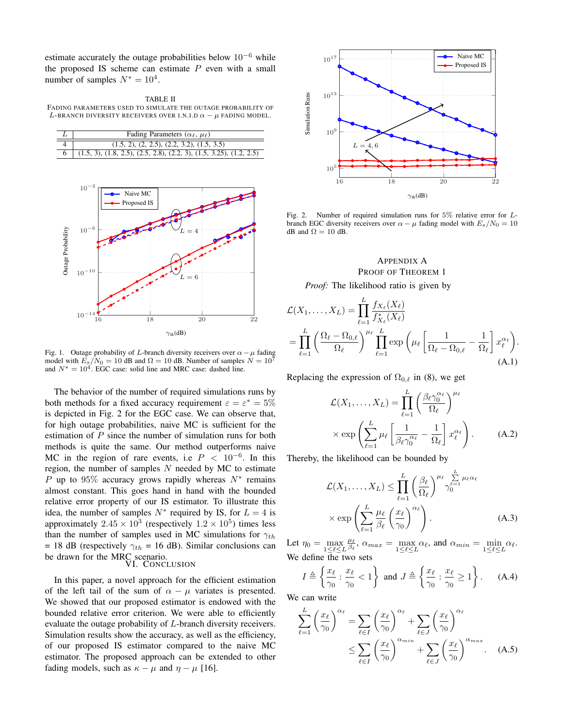estimate accurately the outage probabilities below $10^{-6}$ while the proposed IS scheme can estimate $P$ even with a small number of samples $N^* = 10^4$.

TABLE II
FADING PARAMETERS USED TO SIMULATE THE OUTAGE PROBABILITY OF $L$-BRANCH DIVERSITY RECEIVERS OVER I.N.I.D $\alpha - \mu$ FADING MODEL.

| $L$ | Fading Parameters $(\alpha_\ell, \mu_\ell)$ |
|---|---|
| 4 | (1.5, 2), (2, 2.5), (2.2, 3.2), (1.5, 3.5) |
| 6 | (1.5, 3), (1.8, 2.5), (2.5, 2.8), (2.2, 3), (1.5, 3.25), (1.2, 2.5) |

Fig. 1. Outage probability of $L$-branch diversity receivers over $\alpha - \mu$ fading model with $E_s/N_0 = 10$ dB and $\Omega = 10$ dB. Number of samples $N = 10^7$ and $N^* = 10^4$. EGC case: solid line and MRC case: dashed line.

The behavior of the number of required simulations runs by both methods for a fixed accuracy requirement $\varepsilon = \varepsilon^* = 5\%$ is depicted in Fig. 2 for the EGC case. We can observe that, for high outage probabilities, naive MC is sufficient for the estimation of $P$ since the number of simulation runs for both methods is quite the same. Our method outperforms naive MC in the region of rare events, i.e $P < 10^{-6}$. In this region, the number of samples $N$ needed by MC to estimate $P$ up to 95% accuracy grows rapidly whereas $N^*$ remains almost constant. This goes hand in hand with the bounded relative error property of our IS estimator. To illustrate this idea, the number of samples $N^*$ required by IS, for $L = 4$ is approximately $2.45 \times 10^3$ (respectively $1.2 \times 10^5$) times less than the number of samples used in MC simulations for $\gamma_{th}$ = 18 dB (respectively $\gamma_{th}$ = 16 dB). Similar conclusions can be drawn for the MRC scenario.

## VI. Conclusion

In this paper, a novel approach for the efficient estimation of the left tail of the sum of $\alpha - \mu$ variates is presented. We showed that our proposed estimator is endowed with the bounded relative error criterion. We were able to efficiently evaluate the outage probability of $L$-branch diversity receivers. Simulation results show the accuracy, as well as the efficiency, of our proposed IS estimator compared to the naive MC estimator. The proposed approach can be extended to other fading models, such as $\kappa - \mu$ and $\eta - \mu$ [16].

Fig. 2. Number of required simulation runs for 5% relative error for $L$-branch EGC diversity receivers over $\alpha - \mu$ fading model with $E_s/N_0 = 10$ dB and $\Omega = 10$ dB.

## Appendix A
## Proof of Theorem 1

*Proof:* The likelihood ratio is given by

$$\mathcal{L}(X_1, \ldots, X_L) = \prod_{\ell=1}^{L} \frac{f_{X_\ell}(X_\ell)}{f^*_{X_\ell}(X_\ell)}$$
$$= \prod_{\ell=1}^{L} \left(\frac{\Omega_\ell - \Omega_{0,\ell}}{\Omega_\ell}\right)^{\mu_\ell} \prod_{\ell=1}^{L} \exp\left(\mu_\ell \left[\frac{1}{\Omega_\ell - \Omega_{0,\ell}} - \frac{1}{\Omega_\ell}\right] x_\ell^{\alpha_\ell}\right). \tag{A.1}$$

Replacing the expression of $\Omega_{0,\ell}$ in (8), we get

$$\mathcal{L}(X_1, \ldots, X_L) = \prod_{\ell=1}^{L} \left(\frac{\beta_\ell \gamma_0^{\alpha_\ell}}{\Omega_\ell}\right)^{\mu_\ell}$$
$$\times \exp\left(\sum_{\ell=1}^{L} \mu_\ell \left[\frac{1}{\beta_\ell \gamma_0^{\alpha_\ell}} - \frac{1}{\Omega_\ell}\right] x_\ell^{\alpha_\ell}\right). \tag{A.2}$$

Thereby, the likelihood can be bounded by

$$\mathcal{L}(X_1, \ldots, X_L) \leq \prod_{\ell=1}^{L} \left(\frac{\beta_\ell}{\Omega_\ell}\right)^{\mu_\ell} \gamma_0^{\sum_{\ell=1}^{L} \mu_\ell \alpha_\ell}$$
$$\times \exp\left(\sum_{\ell=1}^{L} \frac{\mu_\ell}{\beta_\ell} \left(\frac{x_\ell}{\gamma_0}\right)^{\alpha_\ell}\right). \tag{A.3}$$

Let $\eta_0 = \max_{1 \leq \ell \leq L} \frac{\mu_\ell}{\beta_\ell}$, $\alpha_{max} = \max_{1 \leq \ell \leq L} \alpha_\ell$, and $\alpha_{min} = \min_{1 \leq \ell \leq L} \alpha_\ell$. We define the two sets

$$I \triangleq \left\{\frac{x_\ell}{\gamma_0} : \frac{x_\ell}{\gamma_0} < 1\right\} \text{ and } J \triangleq \left\{\frac{x_\ell}{\gamma_0} : \frac{x_\ell}{\gamma_0} \geq 1\right\}. \tag{A.4}$$

We can write

$$\sum_{\ell=1}^{L} \left(\frac{x_\ell}{\gamma_0}\right)^{\alpha_\ell} = \sum_{\ell \in I} \left(\frac{x_\ell}{\gamma_0}\right)^{\alpha_\ell} + \sum_{\ell \in J} \left(\frac{x_\ell}{\gamma_0}\right)^{\alpha_\ell}$$
$$\leq \sum_{\ell \in I} \left(\frac{x_\ell}{\gamma_0}\right)^{\alpha_{min}} + \sum_{\ell \in J} \left(\frac{x_\ell}{\gamma_0}\right)^{\alpha_{max}}. \tag{A.5}$$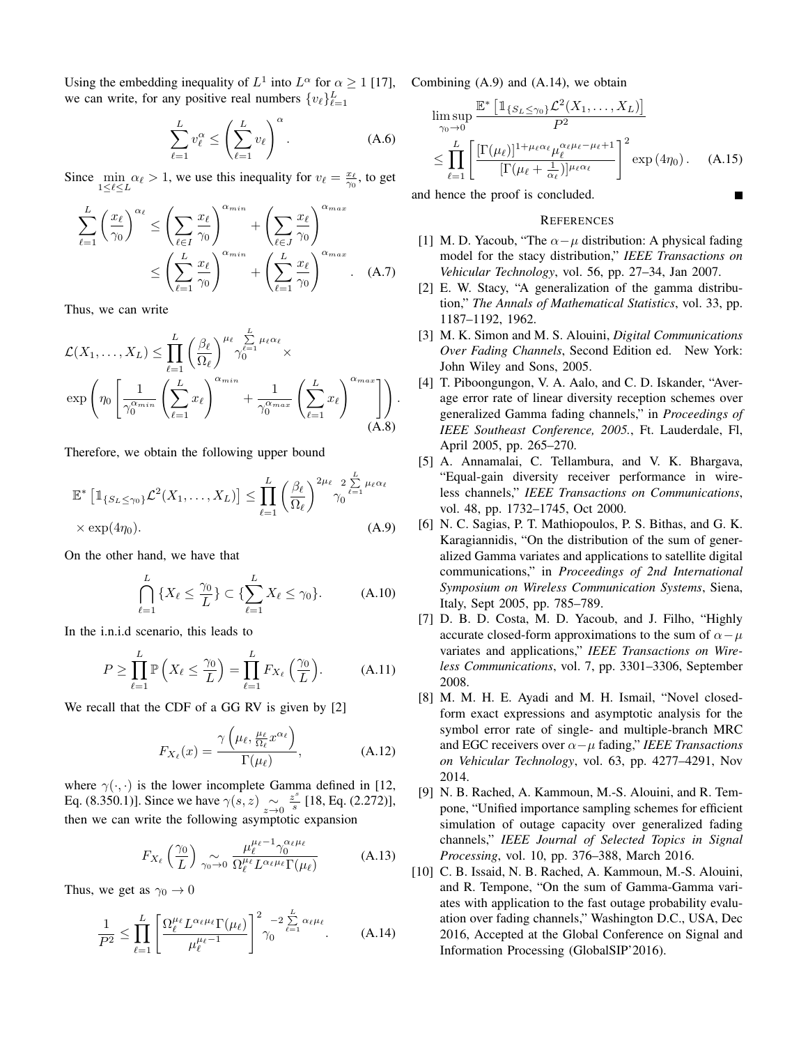Using the embedding inequality of $L^1$ into $L^\alpha$ for $\alpha \geq 1$ [17], we can write, for any positive real numbers $\{v_\ell\}_{\ell=1}^L$

$$\sum_{\ell=1}^{L} v_\ell^\alpha \leq \left(\sum_{\ell=1}^{L} v_\ell\right)^\alpha. \tag{A.6}$$

Since $\min\limits_{1\leq \ell \leq L} \alpha_\ell > 1$, we use this inequality for $v_\ell = \frac{x_\ell}{\gamma_0}$, to get

$$\begin{aligned}\sum_{\ell=1}^{L} \left(\frac{x_\ell}{\gamma_0}\right)^{\alpha_\ell} &\leq \left(\sum_{\ell \in I} \frac{x_\ell}{\gamma_0}\right)^{\alpha_{min}} + \left(\sum_{\ell \in J} \frac{x_\ell}{\gamma_0}\right)^{\alpha_{max}} \\ &\leq \left(\sum_{\ell=1}^{L} \frac{x_\ell}{\gamma_0}\right)^{\alpha_{min}} + \left(\sum_{\ell=1}^{L} \frac{x_\ell}{\gamma_0}\right)^{\alpha_{max}}. \end{aligned} \tag{A.7}$$

Thus, we can write

$$\begin{aligned}\mathcal{L}(X_1, \ldots, X_L) &\leq \prod_{\ell=1}^{L} \left(\frac{\beta_\ell}{\Omega_\ell}\right)^{\mu_\ell} \gamma_0^{\sum_{\ell=1}^{L} \mu_\ell \alpha_\ell} \times \\ \exp&\left(\eta_0 \left[\frac{1}{\gamma_0^{\alpha_{min}}} \left(\sum_{\ell=1}^{L} x_\ell\right)^{\alpha_{min}} + \frac{1}{\gamma_0^{\alpha_{max}}} \left(\sum_{\ell=1}^{L} x_\ell\right)^{\alpha_{max}}\right]\right). \end{aligned} \tag{A.8}$$

Therefore, we obtain the following upper bound

$$\begin{aligned}\mathbb{E}^*\left[\mathbb{1}_{\{S_L \leq \gamma_0\}} \mathcal{L}^2(X_1, \ldots, X_L)\right] &\leq \prod_{\ell=1}^{L} \left(\frac{\beta_\ell}{\Omega_\ell}\right)^{2\mu_\ell} \gamma_0^{2\sum_{\ell=1}^{L} \mu_\ell \alpha_\ell} \\ \times \exp(4\eta_0). \end{aligned} \tag{A.9}$$

On the other hand, we have that

$$\bigcap_{\ell=1}^{L} \{X_\ell \leq \frac{\gamma_0}{L}\} \subset \{\sum_{\ell=1}^{L} X_\ell \leq \gamma_0\}. \tag{A.10}$$

In the i.n.i.d scenario, this leads to

$$P \geq \prod_{\ell=1}^{L} \mathbb{P}\left(X_\ell \leq \frac{\gamma_0}{L}\right) = \prod_{\ell=1}^{L} F_{X_\ell}\left(\frac{\gamma_0}{L}\right). \tag{A.11}$$

We recall that the CDF of a GG RV is given by [2]

$$F_{X_\ell}(x) = \frac{\gamma\left(\mu_\ell, \frac{\mu_\ell}{\Omega_\ell} x^{\alpha_\ell}\right)}{\Gamma(\mu_\ell)}, \tag{A.12}$$

where $\gamma(\cdot,\cdot)$ is the lower incomplete Gamma defined in [12, Eq. (8.350.1)]. Since we have $\gamma(s,z) \underset{z\to 0}{\sim} \frac{z^s}{s}$ [18, Eq. (2.272)], then we can write the following asymptotic expansion

$$F_{X_\ell}\left(\frac{\gamma_0}{L}\right) \underset{\gamma_0 \to 0}{\sim} \frac{\mu_\ell^{\mu_\ell - 1} \gamma_0^{\alpha_\ell \mu_\ell}}{\Omega_\ell^{\mu_\ell} L^{\alpha_\ell \mu_\ell} \Gamma(\mu_\ell)} \tag{A.13}$$

Thus, we get as $\gamma_0 \to 0$

$$\frac{1}{P^2} \leq \prod_{\ell=1}^{L} \left[\frac{\Omega_\ell^{\mu_\ell} L^{\alpha_\ell \mu_\ell} \Gamma(\mu_\ell)}{\mu_\ell^{\mu_\ell - 1}}\right]^2 \gamma_0^{-2\sum_{\ell=1}^{L} \alpha_\ell \mu_\ell}. \tag{A.14}$$

Combining (A.9) and (A.14), we obtain

$$\begin{aligned}&\limsup_{\gamma_0 \to 0} \frac{\mathbb{E}^*\left[\mathbb{1}_{\{S_L \leq \gamma_0\}} \mathcal{L}^2(X_1, \ldots, X_L)\right]}{P^2} \\ &\leq \prod_{\ell=1}^{L} \left[\frac{[\Gamma(\mu_\ell)]^{1+\mu_\ell \alpha_\ell} \mu_\ell^{\alpha_\ell \mu_\ell - \mu_\ell + 1}}{[\Gamma(\mu_\ell + \frac{1}{\alpha_\ell})]^{\mu_\ell \alpha_\ell}}\right]^2 \exp(4\eta_0). \end{aligned} \tag{A.15}$$

and hence the proof is concluded. ∎

## References

[1] M. D. Yacoub, "The $\alpha-\mu$ distribution: A physical fading model for the stacy distribution," *IEEE Transactions on Vehicular Technology*, vol. 56, pp. 27–34, Jan 2007.

[2] E. W. Stacy, "A generalization of the gamma distribution," *The Annals of Mathematical Statistics*, vol. 33, pp. 1187–1192, 1962.

[3] M. K. Simon and M. S. Alouini, *Digital Communications Over Fading Channels*, Second Edition ed. New York: John Wiley and Sons, 2005.

[4] T. Piboongungon, V. A. Aalo, and C. D. Iskander, "Average error rate of linear diversity reception schemes over generalized Gamma fading channels," in *Proceedings of IEEE Southeast Conference, 2005.*, Ft. Lauderdale, Fl, April 2005, pp. 265–270.

[5] A. Annamalai, C. Tellambura, and V. K. Bhargava, "Equal-gain diversity receiver performance in wireless channels," *IEEE Transactions on Communications*, vol. 48, pp. 1732–1745, Oct 2000.

[6] N. C. Sagias, P. T. Mathiopoulos, P. S. Bithas, and G. K. Karagiannidis, "On the distribution of the sum of generalized Gamma variates and applications to satellite digital communications," in *Proceedings of 2nd International Symposium on Wireless Communication Systems*, Siena, Italy, Sept 2005, pp. 785–789.

[7] D. B. D. Costa, M. D. Yacoub, and J. Filho, "Highly accurate closed-form approximations to the sum of $\alpha-\mu$ variates and applications," *IEEE Transactions on Wireless Communications*, vol. 7, pp. 3301–3306, September 2008.

[8] M. M. H. E. Ayadi and M. H. Ismail, "Novel closed-form exact expressions and asymptotic analysis for the symbol error rate of single- and multiple-branch MRC and EGC receivers over $\alpha-\mu$ fading," *IEEE Transactions on Vehicular Technology*, vol. 63, pp. 4277–4291, Nov 2014.

[9] N. B. Rached, A. Kammoun, M.-S. Alouini, and R. Tempone, "Unified importance sampling schemes for efficient simulation of outage capacity over generalized fading channels," *IEEE Journal of Selected Topics in Signal Processing*, vol. 10, pp. 376–388, March 2016.

[10] C. B. Issaid, N. B. Rached, A. Kammoun, M.-S. Alouini, and R. Tempone, "On the sum of Gamma-Gamma variates with application to the fast outage probability evaluation over fading channels," Washington D.C., USA, Dec 2016, Accepted at the Global Conference on Signal and Information Processing (GlobalSIP'2016).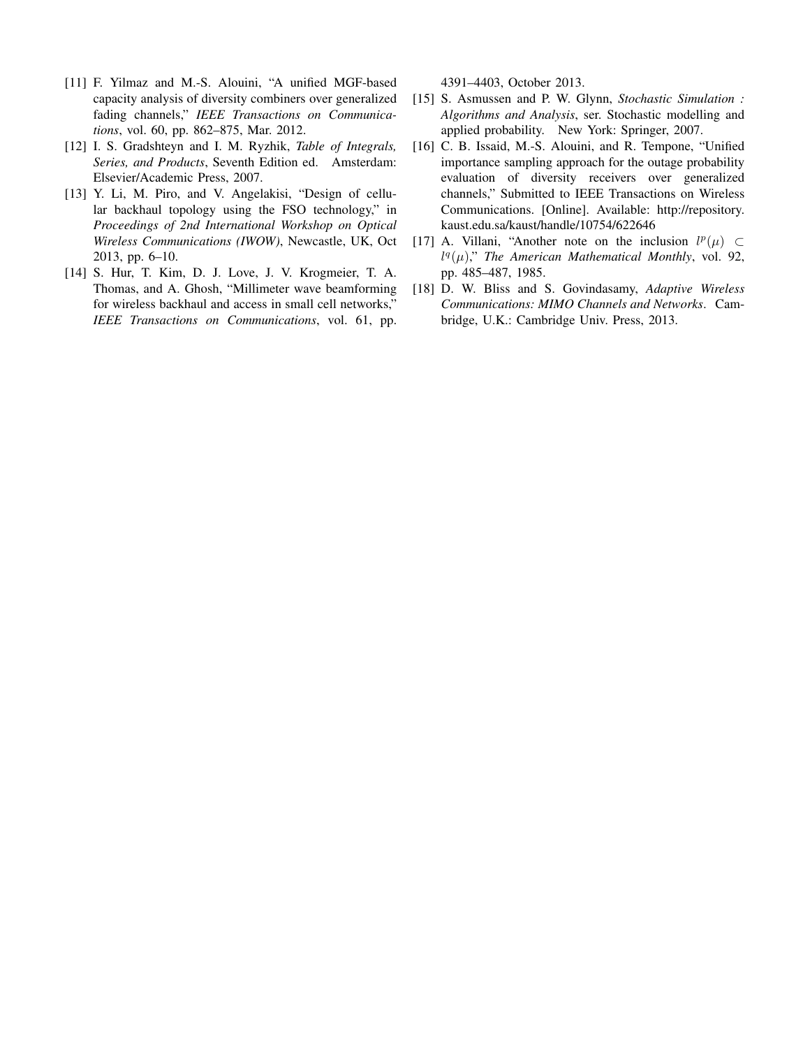[11] F. Yilmaz and M.-S. Alouini, "A unified MGF-based capacity analysis of diversity combiners over generalized fading channels," *IEEE Transactions on Communications*, vol. 60, pp. 862–875, Mar. 2012.

[12] I. S. Gradshteyn and I. M. Ryzhik, *Table of Integrals, Series, and Products*, Seventh Edition ed. Amsterdam: Elsevier/Academic Press, 2007.

[13] Y. Li, M. Piro, and V. Angelakisi, "Design of cellular backhaul topology using the FSO technology," in *Proceedings of 2nd International Workshop on Optical Wireless Communications (IWOW)*, Newcastle, UK, Oct 2013, pp. 6–10.

[14] S. Hur, T. Kim, D. J. Love, J. V. Krogmeier, T. A. Thomas, and A. Ghosh, "Millimeter wave beamforming for wireless backhaul and access in small cell networks," *IEEE Transactions on Communications*, vol. 61, pp. 4391–4403, October 2013.

[15] S. Asmussen and P. W. Glynn, *Stochastic Simulation : Algorithms and Analysis*, ser. Stochastic modelling and applied probability. New York: Springer, 2007.

[16] C. B. Issaid, M.-S. Alouini, and R. Tempone, "Unified importance sampling approach for the outage probability evaluation of diversity receivers over generalized channels," Submitted to IEEE Transactions on Wireless Communications. [Online]. Available: http://repository.kaust.edu.sa/kaust/handle/10754/622646

[17] A. Villani, "Another note on the inclusion $l^p(\mu) \subset l^q(\mu)$," *The American Mathematical Monthly*, vol. 92, pp. 485–487, 1985.

[18] D. W. Bliss and S. Govindasamy, *Adaptive Wireless Communications: MIMO Channels and Networks*. Cambridge, U.K.: Cambridge Univ. Press, 2013.